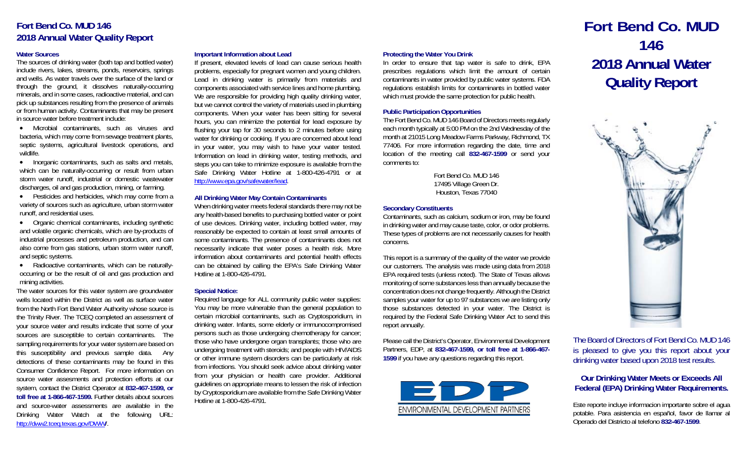# Fort Bend Co. MUD 146
# 2018 Annual Water Quality Report

### Water Sources

The sources of drinking water (both tap and bottled water) include rivers, lakes, streams, ponds, reservoirs, springs and wells. As water travels over the surface of the land or through the ground, it dissolves naturally-occurring minerals, and in some cases, radioactive material, and can pick up substances resulting from the presence of animals or from human activity. Contaminants that may be present in source water before treatment include:

- Microbial contaminants, such as viruses and bacteria, which may come from sewage treatment plants, septic systems, agricultural livestock operations, and wildlife.
- Inorganic contaminants, such as salts and metals, which can be naturally-occurring or result from urban storm water runoff, industrial or domestic wastewater discharges, oil and gas production, mining, or farming.
- Pesticides and herbicides, which may come from a variety of sources such as agriculture, urban storm water runoff, and residential uses.
- Organic chemical contaminants, including synthetic and volatile organic chemicals, which are by-products of industrial processes and petroleum production, and can also come from gas stations, urban storm water runoff, and septic systems.
- Radioactive contaminants, which can be naturally-occurring or be the result of oil and gas production and mining activities.

The water sources for this water system are groundwater wells located within the District as well as surface water from the North Fort Bend Water Authority whose source is the Trinity River. The TCEQ completed an assessment of your source water and results indicate that some of your sources are susceptible to certain contaminants. The sampling requirements for your water system are based on this susceptibility and previous sample data. Any detections of these contaminants may be found in this Consumer Confidence Report. For more information on source water assesments and protection efforts at our system, contact the District Operator at **832-467-1599, or toll free at 1-866-467-1599.** Further details about sources and source-water assessments are available in the Drinking Water Watch at the following URL: http://dww2.tceq.texas.gov/DWW/.

### Important Information about Lead

If present, elevated levels of lead can cause serious health problems, especially for pregnant women and young children. Lead in drinking water is primarily from materials and components associated with service lines and home plumbing. We are responsible for providing high quality drinking water, but we cannot control the variety of materials used in plumbing components. When your water has been sitting for several hours, you can minimize the potential for lead exposure by flushing your tap for 30 seconds to 2 minutes before using water for drinking or cooking. If you are concerned about lead in your water, you may wish to have your water tested. Information on lead in drinking water, testing methods, and steps you can take to minimize exposure is available from the Safe Drinking Water Hotline at 1-800-426-4791 or at http://www.epa.gov/safewater/lead.

### All Drinking Water May Contain Contaminants

When drinking water meets federal standards there may not be any health-based benefits to purchasing bottled water or point of use devices. Drinking water, including bottled water, may reasonably be expected to contain at least small amounts of some contaminants. The presence of contaminants does not necessarily indicate that water poses a health risk. More information about contaminants and potential health effects can be obtained by calling the EPA's Safe Drinking Water Hotline at 1-800-426-4791.

### Special Notice:

Required language for ALL community public water supplies: You may be more vulnerable than the general population to certain microbial contaminants, such as Cryptosporidium, in drinking water. Infants, some elderly or immunocompromised persons such as those undergoing chemotherapy for cancer; those who have undergone organ transplants; those who are undergoing treatment with steroids; and people with HIV/AIDS or other immune system disorders can be particularly at risk from infections. You should seek advice about drinking water from your physician or health care provider. Additional guidelines on appropriate means to lessen the risk of infection by Cryptosporidium are available from the Safe Drinking Water Hotline at 1-800-426-4791.

### Protecting the Water You Drink

In order to ensure that tap water is safe to drink, EPA prescribes regulations which limit the amount of certain contaminants in water provided by public water systems. FDA regulations establish limits for contaminants in bottled water which must provide the same protection for public health.

### Public Participation Opportunities

The Fort Bend Co. MUD 146 Board of Directors meets regularly each month typically at 5:00 PM on the 2nd Wednesday of the month at 21015 Long Meadow Farms Parkway, Richmond, TX 77406. For more information regarding the date, time and location of the meeting call **832-467-1599** or send your comments to:

Fort Bend Co. MUD 146
17495 Village Green Dr.
Houston, Texas 77040

### Secondary Constituents

Contaminants, such as calcium, sodium or iron, may be found in drinking water and may cause taste, color, or odor problems. These types of problems are not necessarily causes for health concerns.

This report is a summary of the quality of the water we provide our customers. The analysis was made using data from 2018 EPA required tests (unless noted). The State of Texas allows monitoring of some substances less than annually because the concentration does not change frequently. Although the District samples your water for up to 97 substances we are listing only those substances detected in your water. The District is required by the Federal Safe Drinking Water Act to send this report annually.

Please call the District's Operator, Environmental Development Partners, EDP, at **832-467-1599, or toll free at 1-866-467-1599** if you have any questions regarding this report.

EDP
ENVIRONMENTAL DEVELOPMENT PARTNERS

# Fort Bend Co. MUD 146
# 2018 Annual Water Quality Report

The Board of Directors of Fort Bend Co. MUD 146 is pleased to give you this report about your drinking water based upon 2018 test results.

### Our Drinking Water Meets or Exceeds All Federal (EPA) Drinking Water Requirements.

Este reporte incluye informacion importante sobre el agua potable. Para asistencia en español, favor de llamar al Operado del Districto al telefono **832-467-1599**.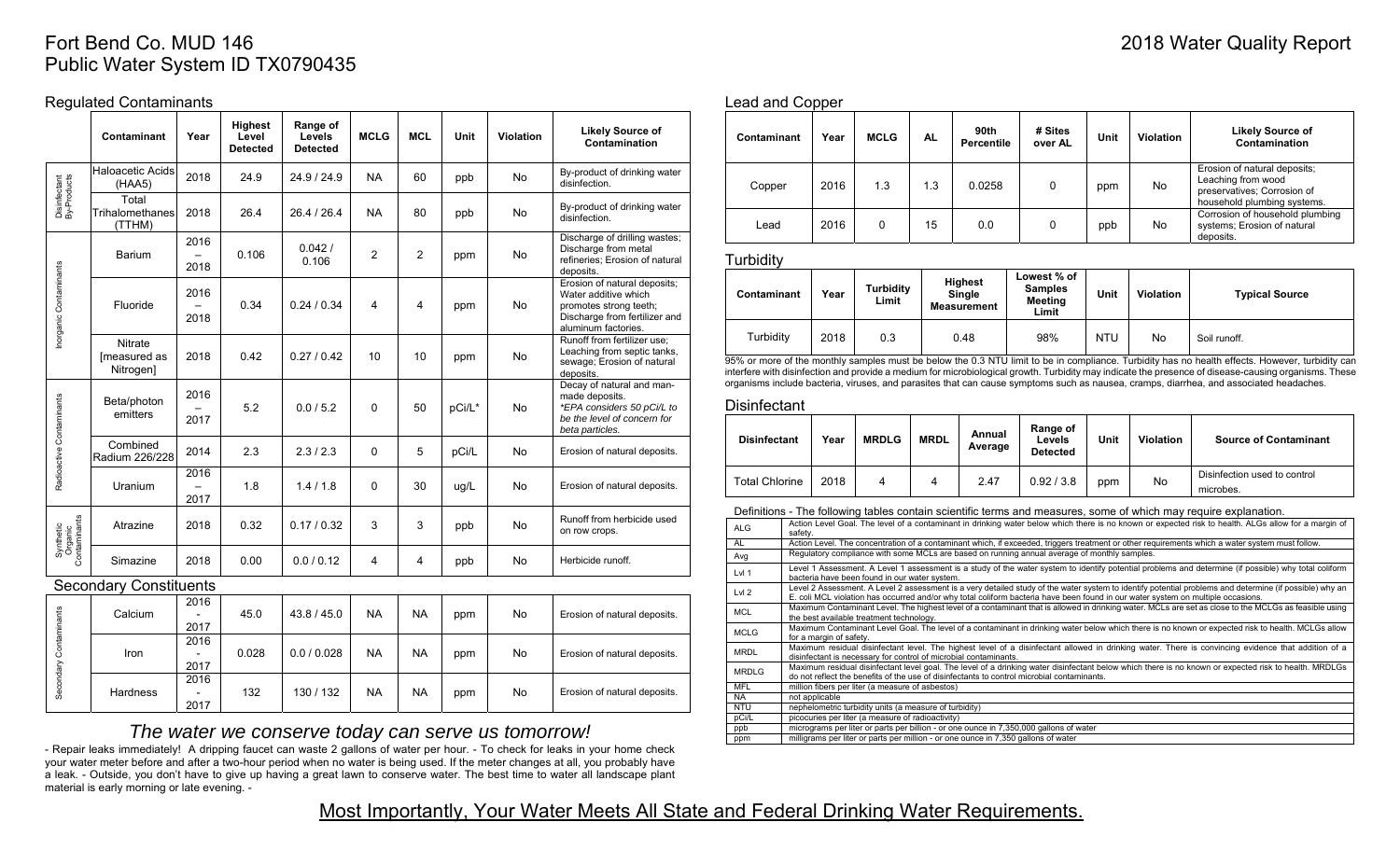# Fort Bend Co. MUD 146
# Public Water System ID TX0790435

## 2018 Water Quality Report

### Regulated Contaminants

| | Contaminant | Year | Highest Level Detected | Range of Levels Detected | MCLG | MCL | Unit | Violation | Likely Source of Contamination |
|---|---|---|---|---|---|---|---|---|---|
| Disinfectant By-Products | Haloacetic Acids (HAA5) | 2018 | 24.9 | 24.9 / 24.9 | NA | 60 | ppb | No | By-product of drinking water disinfection. |
| Disinfectant By-Products | Total Trihalomethanes (TTHM) | 2018 | 26.4 | 26.4 / 26.4 | NA | 80 | ppb | No | By-product of drinking water disinfection. |
| Inorganic Contaminants | Barium | 2016 – 2018 | 0.106 | 0.042 / 0.106 | 2 | 2 | ppm | No | Discharge of drilling wastes; Discharge from metal refineries; Erosion of natural deposits. |
| Inorganic Contaminants | Fluoride | 2016 – 2018 | 0.34 | 0.24 / 0.34 | 4 | 4 | ppm | No | Erosion of natural deposits; Water additive which promotes strong teeth; Discharge from fertilizer and aluminum factories. |
| Inorganic Contaminants | Nitrate [measured as Nitrogen] | 2018 | 0.42 | 0.27 / 0.42 | 10 | 10 | ppm | No | Runoff from fertilizer use; Leaching from septic tanks, sewage; Erosion of natural deposits. |
| Radioactive Contaminants | Beta/photon emitters | 2016 – 2017 | 5.2 | 0.0 / 5.2 | 0 | 50 | pCi/L* | No | Decay of natural and man-made deposits. *EPA considers 50 pCi/L to be the level of concern for beta particles.* |
| Radioactive Contaminants | Combined Radium 226/228 | 2014 | 2.3 | 2.3 / 2.3 | 0 | 5 | pCi/L | No | Erosion of natural deposits. |
| Radioactive Contaminants | Uranium | 2016 – 2017 | 1.8 | 1.4 / 1.8 | 0 | 30 | ug/L | No | Erosion of natural deposits. |
| Synthetic Organic Contaminants | Atrazine | 2018 | 0.32 | 0.17 / 0.32 | 3 | 3 | ppb | No | Runoff from herbicide used on row crops. |
| Synthetic Organic Contaminants | Simazine | 2018 | 0.00 | 0.0 / 0.12 | 4 | 4 | ppb | No | Herbicide runoff. |

### Secondary Constituents

| | Contaminant | Year | Highest Level Detected | Range of Levels Detected | MCLG | MCL | Unit | Violation | Likely Source of Contamination |
|---|---|---|---|---|---|---|---|---|---|
| Secondary Contaminants | Calcium | 2016 - 2017 | 45.0 | 43.8 / 45.0 | NA | NA | ppm | No | Erosion of natural deposits. |
| Secondary Contaminants | Iron | 2016 - 2017 | 0.028 | 0.0 / 0.028 | NA | NA | ppm | No | Erosion of natural deposits. |
| Secondary Contaminants | Hardness | 2016 - 2017 | 132 | 130 / 132 | NA | NA | ppm | No | Erosion of natural deposits. |

## *The water we conserve today can serve us tomorrow!*

- Repair leaks immediately! A dripping faucet can waste 2 gallons of water per hour. - To check for leaks in your home check your water meter before and after a two-hour period when no water is being used. If the meter changes at all, you probably have a leak. - Outside, you don't have to give up having a great lawn to conserve water. The best time to water all landscape plant material is early morning or late evening. -

### Lead and Copper

| Contaminant | Year | MCLG | AL | 90th Percentile | # Sites over AL | Unit | Violation | Likely Source of Contamination |
|---|---|---|---|---|---|---|---|---|
| Copper | 2016 | 1.3 | 1.3 | 0.0258 | 0 | ppm | No | Erosion of natural deposits; Leaching from wood preservatives; Corrosion of household plumbing systems. |
| Lead | 2016 | 0 | 15 | 0.0 | 0 | ppb | No | Corrosion of household plumbing systems; Erosion of natural deposits. |

### Turbidity

| Contaminant | Year | Turbidity Limit | Highest Single Measurement | Lowest % of Samples Meeting Limit | Unit | Violation | Typical Source |
|---|---|---|---|---|---|---|---|
| Turbidity | 2018 | 0.3 | 0.48 | 98% | NTU | No | Soil runoff. |

95% or more of the monthly samples must be below the 0.3 NTU limit to be in compliance. Turbidity has no health effects. However, turbidity can interfere with disinfection and provide a medium for microbiological growth. Turbidity may indicate the presence of disease-causing organisms. These organisms include bacteria, viruses, and parasites that can cause symptoms such as nausea, cramps, diarrhea, and associated headaches.

### Disinfectant

| Disinfectant | Year | MRDLG | MRDL | Annual Average | Range of Levels Detected | Unit | Violation | Source of Contaminant |
|---|---|---|---|---|---|---|---|---|
| Total Chlorine | 2018 | 4 | 4 | 2.47 | 0.92 / 3.8 | ppm | No | Disinfection used to control microbes. |

Definitions - The following tables contain scientific terms and measures, some of which may require explanation.

| | |
|---|---|
| ALG | Action Level Goal. The level of a contaminant in drinking water below which there is no known or expected risk to health. ALGs allow for a margin of safety. |
| AL | Action Level. The concentration of a contaminant which, if exceeded, triggers treatment or other requirements which a water system must follow. |
| Avg | Regulatory compliance with some MCLs are based on running annual average of monthly samples. |
| Lvl 1 | Level 1 Assessment. A Level 1 assessment is a study of the water system to identify potential problems and determine (if possible) why total coliform bacteria have been found in our water system. |
| Lvl 2 | Level 2 Assessment. A Level 2 assessment is a very detailed study of the water system to identify potential problems and determine (if possible) why an E. coli MCL violation has occurred and/or why total coliform bacteria have been found in our water system on multiple occasions. |
| MCL | Maximum Contaminant Level. The highest level of a contaminant that is allowed in drinking water. MCLs are set as close to the MCLGs as feasible using the best available treatment technology. |
| MCLG | Maximum Contaminant Level Goal. The level of a contaminant in drinking water below which there is no known or expected risk to health. MCLGs allow for a margin of safety. |
| MRDL | Maximum residual disinfectant level. The highest level of a disinfectant allowed in drinking water. There is convincing evidence that addition of a disinfectant is necessary for control of microbial contaminants. |
| MRDLG | Maximum residual disinfectant level goal. The level of a drinking water disinfectant below which there is no known or expected risk to health. MRDLGs do not reflect the benefits of the use of disinfectants to control microbial contaminants. |
| MFL | million fibers per liter (a measure of asbestos) |
| NA | not applicable |
| NTU | nephelometric turbidity units (a measure of turbidity) |
| pCi/L | picocuries per liter (a measure of radioactivity) |
| ppb | micrograms per liter or parts per billion - or one ounce in 7,350,000 gallons of water |
| ppm | milligrams per liter or parts per million - or one ounce in 7,350 gallons of water |

## Most Importantly, Your Water Meets All State and Federal Drinking Water Requirements.